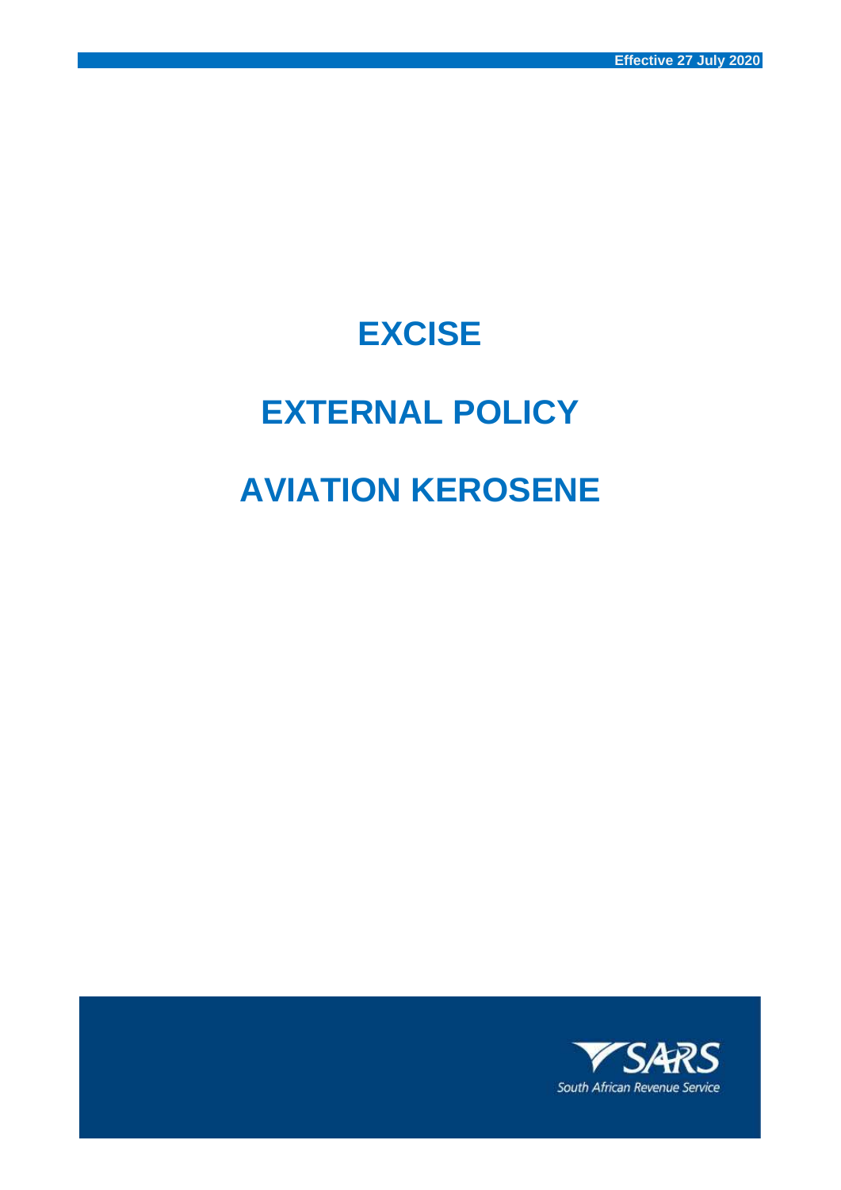Effective 27 July 2020

# EXCISE

# EXTERNAL POLICY

# AVIATION KEROSENE

SARS
South African Revenue Service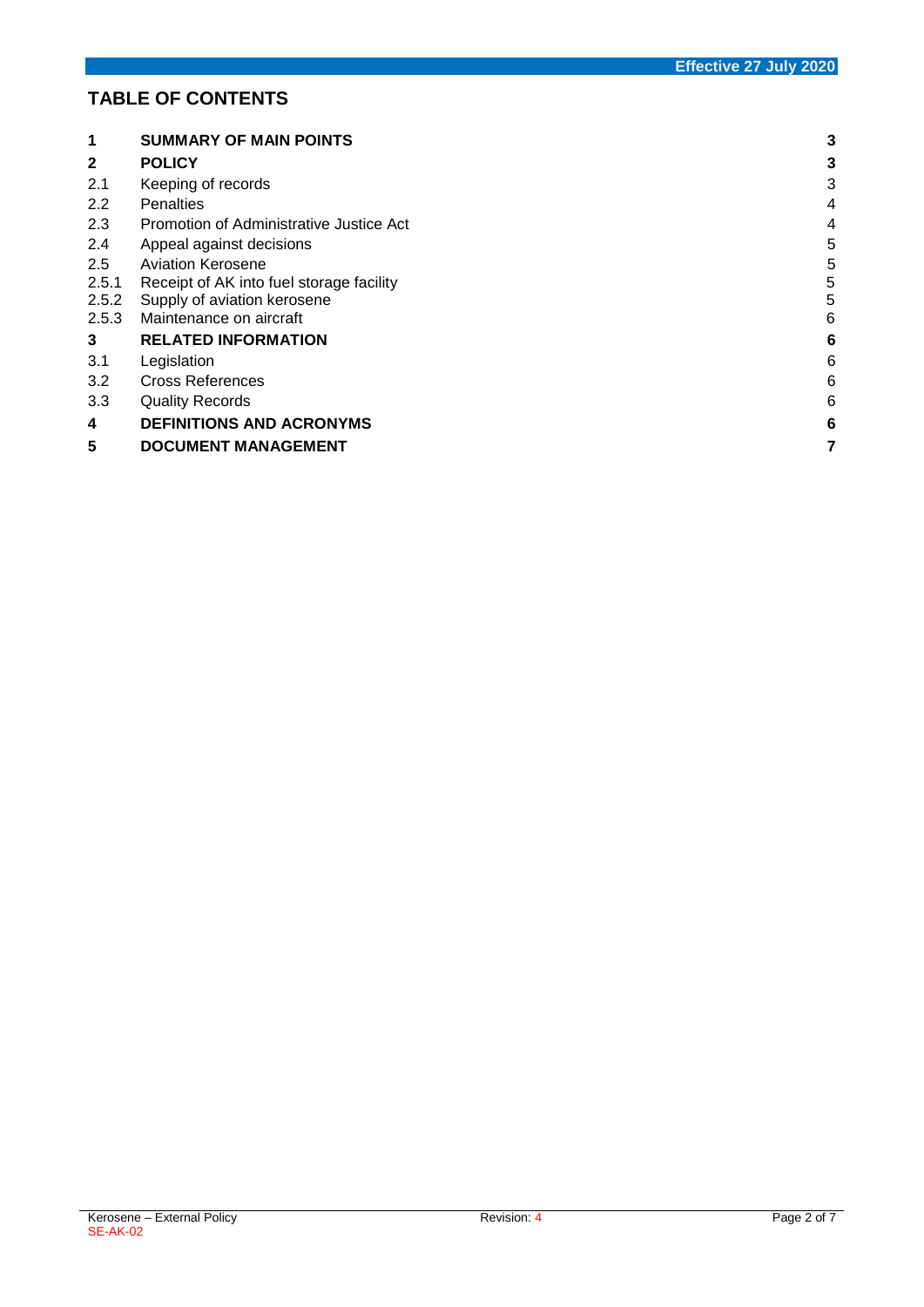## TABLE OF CONTENTS

| | | |
|---|---|---|
| **1** | **SUMMARY OF MAIN POINTS** | **3** |
| **2** | **POLICY** | **3** |
| 2.1 | Keeping of records | 3 |
| 2.2 | Penalties | 4 |
| 2.3 | Promotion of Administrative Justice Act | 4 |
| 2.4 | Appeal against decisions | 5 |
| 2.5 | Aviation Kerosene | 5 |
| 2.5.1 | Receipt of AK into fuel storage facility | 5 |
| 2.5.2 | Supply of aviation kerosene | 5 |
| 2.5.3 | Maintenance on aircraft | 6 |
| **3** | **RELATED INFORMATION** | **6** |
| 3.1 | Legislation | 6 |
| 3.2 | Cross References | 6 |
| 3.3 | Quality Records | 6 |
| **4** | **DEFINITIONS AND ACRONYMS** | **6** |
| **5** | **DOCUMENT MANAGEMENT** | **7** |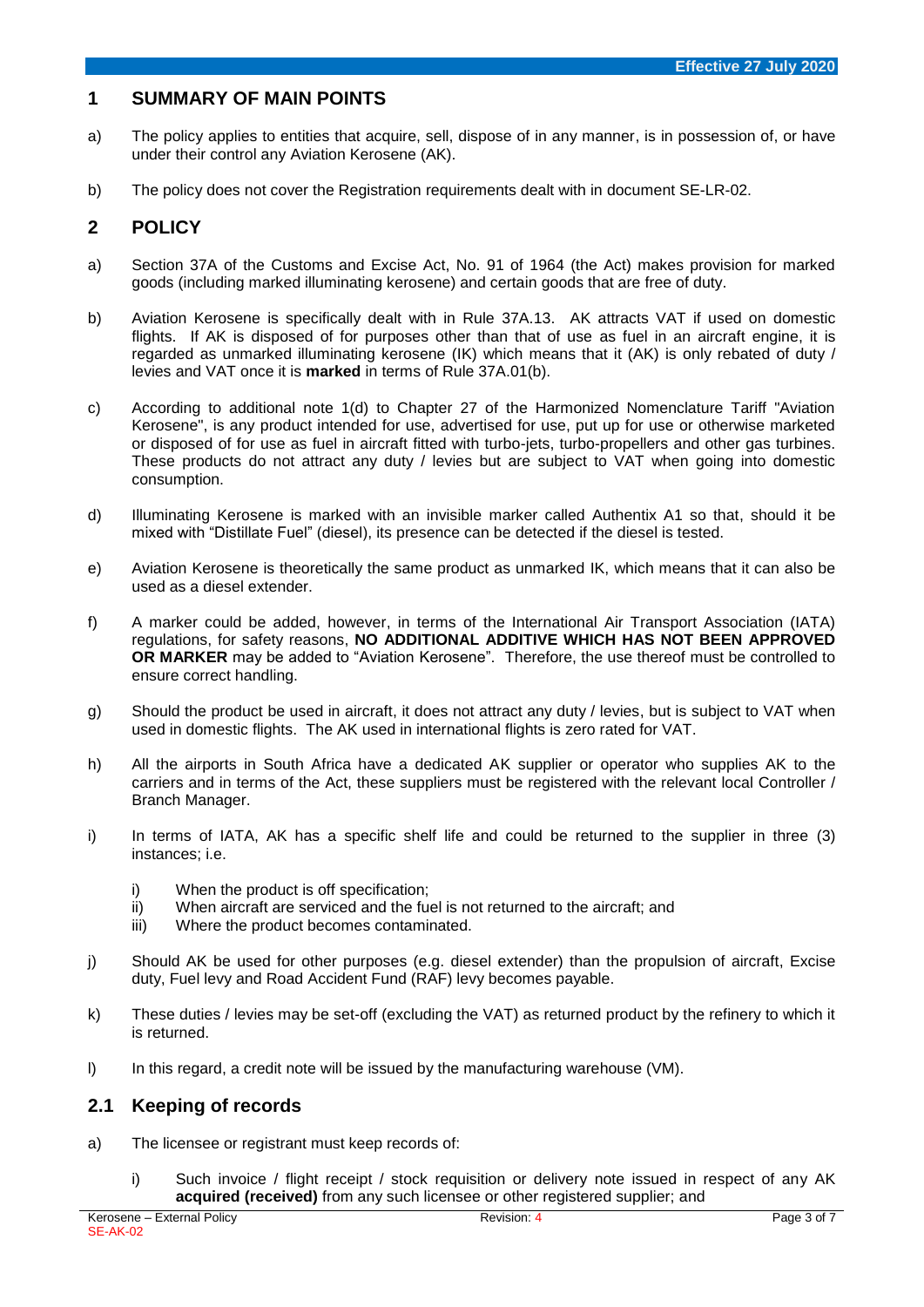## 1 SUMMARY OF MAIN POINTS

a) The policy applies to entities that acquire, sell, dispose of in any manner, is in possession of, or have under their control any Aviation Kerosene (AK).

b) The policy does not cover the Registration requirements dealt with in document SE-LR-02.

## 2 POLICY

a) Section 37A of the Customs and Excise Act, No. 91 of 1964 (the Act) makes provision for marked goods (including marked illuminating kerosene) and certain goods that are free of duty.

b) Aviation Kerosene is specifically dealt with in Rule 37A.13. AK attracts VAT if used on domestic flights. If AK is disposed of for purposes other than that of use as fuel in an aircraft engine, it is regarded as unmarked illuminating kerosene (IK) which means that it (AK) is only rebated of duty / levies and VAT once it is **marked** in terms of Rule 37A.01(b).

c) According to additional note 1(d) to Chapter 27 of the Harmonized Nomenclature Tariff "Aviation Kerosene", is any product intended for use, advertised for use, put up for use or otherwise marketed or disposed of for use as fuel in aircraft fitted with turbo-jets, turbo-propellers and other gas turbines. These products do not attract any duty / levies but are subject to VAT when going into domestic consumption.

d) Illuminating Kerosene is marked with an invisible marker called Authentix A1 so that, should it be mixed with "Distillate Fuel" (diesel), its presence can be detected if the diesel is tested.

e) Aviation Kerosene is theoretically the same product as unmarked IK, which means that it can also be used as a diesel extender.

f) A marker could be added, however, in terms of the International Air Transport Association (IATA) regulations, for safety reasons, **NO ADDITIONAL ADDITIVE WHICH HAS NOT BEEN APPROVED OR MARKER** may be added to "Aviation Kerosene". Therefore, the use thereof must be controlled to ensure correct handling.

g) Should the product be used in aircraft, it does not attract any duty / levies, but is subject to VAT when used in domestic flights. The AK used in international flights is zero rated for VAT.

h) All the airports in South Africa have a dedicated AK supplier or operator who supplies AK to the carriers and in terms of the Act, these suppliers must be registered with the relevant local Controller / Branch Manager.

i) In terms of IATA, AK has a specific shelf life and could be returned to the supplier in three (3) instances; i.e.

   i) When the product is off specification;
   ii) When aircraft are serviced and the fuel is not returned to the aircraft; and
   iii) Where the product becomes contaminated.

j) Should AK be used for other purposes (e.g. diesel extender) than the propulsion of aircraft, Excise duty, Fuel levy and Road Accident Fund (RAF) levy becomes payable.

k) These duties / levies may be set-off (excluding the VAT) as returned product by the refinery to which it is returned.

l) In this regard, a credit note will be issued by the manufacturing warehouse (VM).

### 2.1 Keeping of records

a) The licensee or registrant must keep records of:

   i) Such invoice / flight receipt / stock requisition or delivery note issued in respect of any AK **acquired (received)** from any such licensee or other registered supplier; and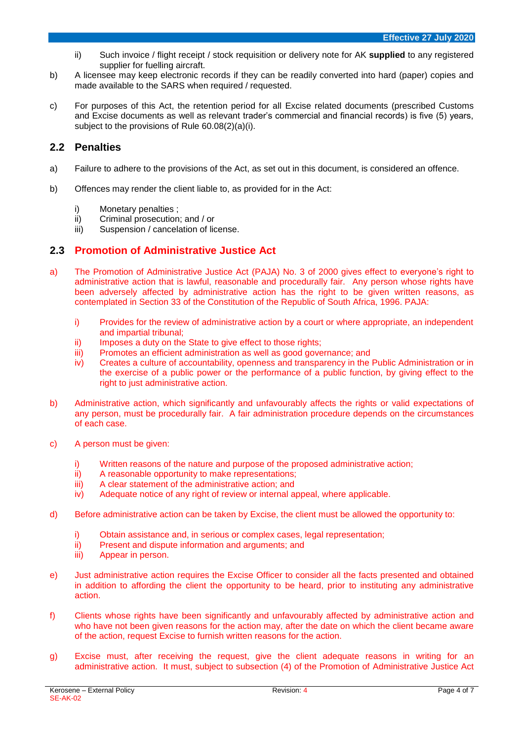ii) Such invoice / flight receipt / stock requisition or delivery note for AK **supplied** to any registered supplier for fuelling aircraft.

b) A licensee may keep electronic records if they can be readily converted into hard (paper) copies and made available to the SARS when required / requested.

c) For purposes of this Act, the retention period for all Excise related documents (prescribed Customs and Excise documents as well as relevant trader's commercial and financial records) is five (5) years, subject to the provisions of Rule 60.08(2)(a)(i).

## 2.2 Penalties

a) Failure to adhere to the provisions of the Act, as set out in this document, is considered an offence.

b) Offences may render the client liable to, as provided for in the Act:

   i) Monetary penalties ;
   ii) Criminal prosecution; and / or
   iii) Suspension / cancelation of license.

## 2.3 Promotion of Administrative Justice Act

a) The Promotion of Administrative Justice Act (PAJA) No. 3 of 2000 gives effect to everyone's right to administrative action that is lawful, reasonable and procedurally fair. Any person whose rights have been adversely affected by administrative action has the right to be given written reasons, as contemplated in Section 33 of the Constitution of the Republic of South Africa, 1996. PAJA:

   i) Provides for the review of administrative action by a court or where appropriate, an independent and impartial tribunal;
   ii) Imposes a duty on the State to give effect to those rights;
   iii) Promotes an efficient administration as well as good governance; and
   iv) Creates a culture of accountability, openness and transparency in the Public Administration or in the exercise of a public power or the performance of a public function, by giving effect to the right to just administrative action.

b) Administrative action, which significantly and unfavourably affects the rights or valid expectations of any person, must be procedurally fair. A fair administration procedure depends on the circumstances of each case.

c) A person must be given:

   i) Written reasons of the nature and purpose of the proposed administrative action;
   ii) A reasonable opportunity to make representations;
   iii) A clear statement of the administrative action; and
   iv) Adequate notice of any right of review or internal appeal, where applicable.

d) Before administrative action can be taken by Excise, the client must be allowed the opportunity to:

   i) Obtain assistance and, in serious or complex cases, legal representation;
   ii) Present and dispute information and arguments; and
   iii) Appear in person.

e) Just administrative action requires the Excise Officer to consider all the facts presented and obtained in addition to affording the client the opportunity to be heard, prior to instituting any administrative action.

f) Clients whose rights have been significantly and unfavourably affected by administrative action and who have not been given reasons for the action may, after the date on which the client became aware of the action, request Excise to furnish written reasons for the action.

g) Excise must, after receiving the request, give the client adequate reasons in writing for an administrative action. It must, subject to subsection (4) of the Promotion of Administrative Justice Act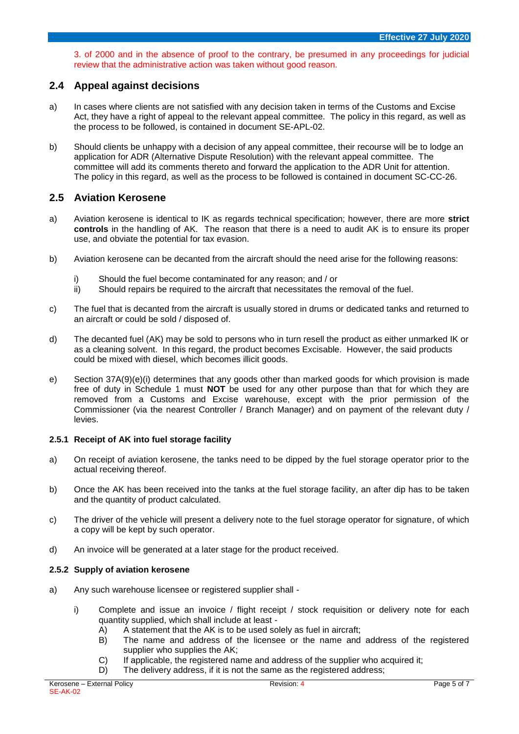3. of 2000 and in the absence of proof to the contrary, be presumed in any proceedings for judicial review that the administrative action was taken without good reason.

## 2.4 Appeal against decisions

a) In cases where clients are not satisfied with any decision taken in terms of the Customs and Excise Act, they have a right of appeal to the relevant appeal committee. The policy in this regard, as well as the process to be followed, is contained in document SE-APL-02.

b) Should clients be unhappy with a decision of any appeal committee, their recourse will be to lodge an application for ADR (Alternative Dispute Resolution) with the relevant appeal committee. The committee will add its comments thereto and forward the application to the ADR Unit for attention. The policy in this regard, as well as the process to be followed is contained in document SC-CC-26.

## 2.5 Aviation Kerosene

a) Aviation kerosene is identical to IK as regards technical specification; however, there are more **strict controls** in the handling of AK. The reason that there is a need to audit AK is to ensure its proper use, and obviate the potential for tax evasion.

b) Aviation kerosene can be decanted from the aircraft should the need arise for the following reasons:

   i) Should the fuel become contaminated for any reason; and / or
   ii) Should repairs be required to the aircraft that necessitates the removal of the fuel.

c) The fuel that is decanted from the aircraft is usually stored in drums or dedicated tanks and returned to an aircraft or could be sold / disposed of.

d) The decanted fuel (AK) may be sold to persons who in turn resell the product as either unmarked IK or as a cleaning solvent. In this regard, the product becomes Excisable. However, the said products could be mixed with diesel, which becomes illicit goods.

e) Section 37A(9)(e)(i) determines that any goods other than marked goods for which provision is made free of duty in Schedule 1 must **NOT** be used for any other purpose than that for which they are removed from a Customs and Excise warehouse, except with the prior permission of the Commissioner (via the nearest Controller / Branch Manager) and on payment of the relevant duty / levies.

### 2.5.1 Receipt of AK into fuel storage facility

a) On receipt of aviation kerosene, the tanks need to be dipped by the fuel storage operator prior to the actual receiving thereof.

b) Once the AK has been received into the tanks at the fuel storage facility, an after dip has to be taken and the quantity of product calculated.

c) The driver of the vehicle will present a delivery note to the fuel storage operator for signature, of which a copy will be kept by such operator.

d) An invoice will be generated at a later stage for the product received.

### 2.5.2 Supply of aviation kerosene

a) Any such warehouse licensee or registered supplier shall -

   i) Complete and issue an invoice / flight receipt / stock requisition or delivery note for each quantity supplied, which shall include at least -
      A) A statement that the AK is to be used solely as fuel in aircraft;
      B) The name and address of the licensee or the name and address of the registered supplier who supplies the AK;
      C) If applicable, the registered name and address of the supplier who acquired it;
      D) The delivery address, if it is not the same as the registered address;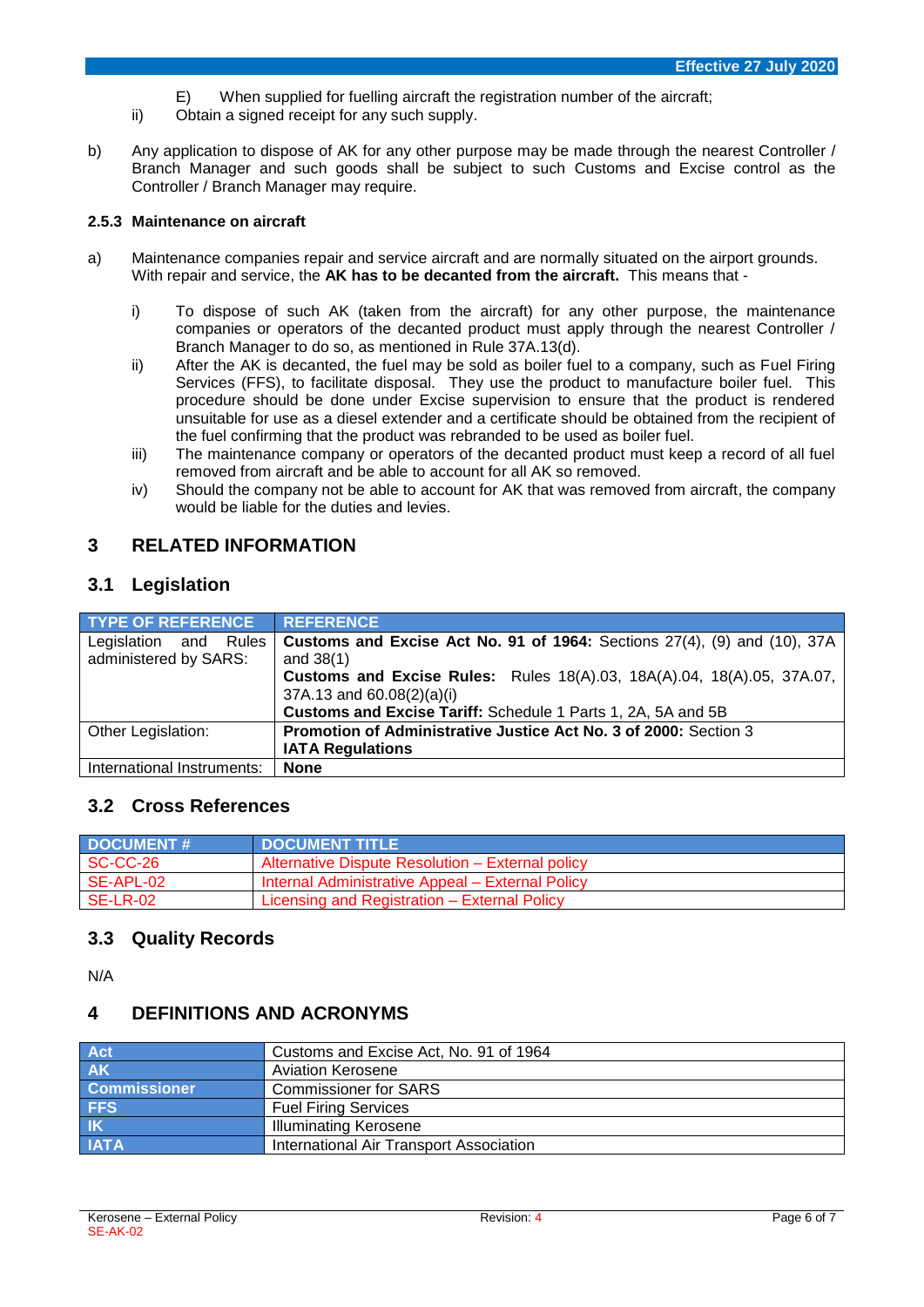E) When supplied for fuelling aircraft the registration number of the aircraft;

ii) Obtain a signed receipt for any such supply.

b) Any application to dispose of AK for any other purpose may be made through the nearest Controller / Branch Manager and such goods shall be subject to such Customs and Excise control as the Controller / Branch Manager may require.

### 2.5.3 Maintenance on aircraft

a) Maintenance companies repair and service aircraft and are normally situated on the airport grounds. With repair and service, the **AK has to be decanted from the aircraft.** This means that -

   i) To dispose of such AK (taken from the aircraft) for any other purpose, the maintenance companies or operators of the decanted product must apply through the nearest Controller / Branch Manager to do so, as mentioned in Rule 37A.13(d).

   ii) After the AK is decanted, the fuel may be sold as boiler fuel to a company, such as Fuel Firing Services (FFS), to facilitate disposal. They use the product to manufacture boiler fuel. This procedure should be done under Excise supervision to ensure that the product is rendered unsuitable for use as a diesel extender and a certificate should be obtained from the recipient of the fuel confirming that the product was rebranded to be used as boiler fuel.

   iii) The maintenance company or operators of the decanted product must keep a record of all fuel removed from aircraft and be able to account for all AK so removed.

   iv) Should the company not be able to account for AK that was removed from aircraft, the company would be liable for the duties and levies.

# 3 RELATED INFORMATION

## 3.1 Legislation

| TYPE OF REFERENCE | REFERENCE |
|---|---|
| Legislation and Rules administered by SARS: | **Customs and Excise Act No. 91 of 1964:** Sections 27(4), (9) and (10), 37A and 38(1)<br>**Customs and Excise Rules:** Rules 18(A).03, 18A(A).04, 18(A).05, 37A.07, 37A.13 and 60.08(2)(a)(i)<br>**Customs and Excise Tariff:** Schedule 1 Parts 1, 2A, 5A and 5B |
| Other Legislation: | **Promotion of Administrative Justice Act No. 3 of 2000:** Section 3<br>**IATA Regulations** |
| International Instruments: | **None** |

## 3.2 Cross References

| DOCUMENT # | DOCUMENT TITLE |
|---|---|
| SC-CC-26 | Alternative Dispute Resolution – External policy |
| SE-APL-02 | Internal Administrative Appeal – External Policy |
| SE-LR-02 | Licensing and Registration – External Policy |

## 3.3 Quality Records

N/A

# 4 DEFINITIONS AND ACRONYMS

| | |
|---|---|
| **Act** | Customs and Excise Act, No. 91 of 1964 |
| **AK** | Aviation Kerosene |
| **Commissioner** | Commissioner for SARS |
| **FFS** | Fuel Firing Services |
| **IK** | Illuminating Kerosene |
| **IATA** | International Air Transport Association |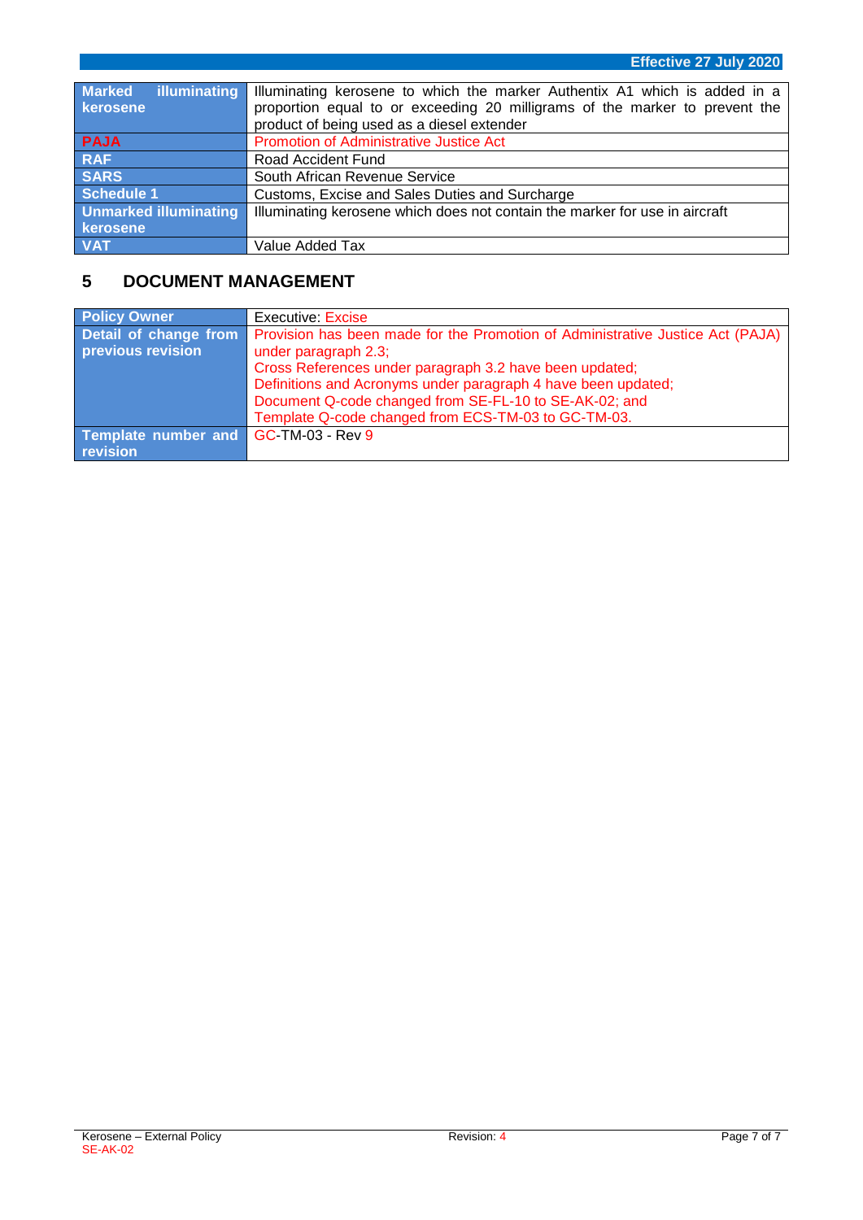| | |
|---|---|
| **Marked illuminating kerosene** | Illuminating kerosene to which the marker Authentix A1 which is added in a proportion equal to or exceeding 20 milligrams of the marker to prevent the product of being used as a diesel extender |
| **PAJA** | Promotion of Administrative Justice Act |
| **RAF** | Road Accident Fund |
| **SARS** | South African Revenue Service |
| **Schedule 1** | Customs, Excise and Sales Duties and Surcharge |
| **Unmarked illuminating kerosene** | Illuminating kerosene which does not contain the marker for use in aircraft |
| **VAT** | Value Added Tax |

## 5 DOCUMENT MANAGEMENT

| | |
|---|---|
| **Policy Owner** | Executive: Excise |
| **Detail of change from previous revision** | Provision has been made for the Promotion of Administrative Justice Act (PAJA) under paragraph 2.3;<br>Cross References under paragraph 3.2 have been updated;<br>Definitions and Acronyms under paragraph 4 have been updated;<br>Document Q-code changed from SE-FL-10 to SE-AK-02; and<br>Template Q-code changed from ECS-TM-03 to GC-TM-03. |
| **Template number and revision** | GC-TM-03 - Rev 9 |